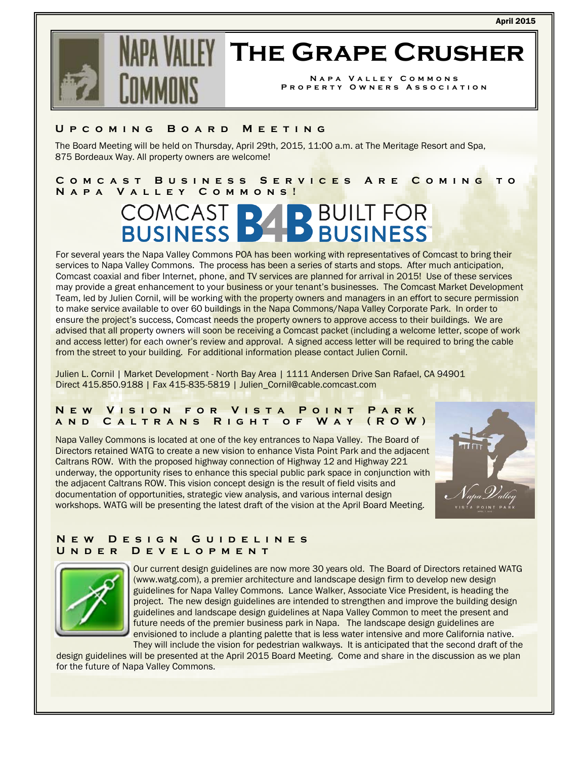April 2015

# The Grape Crusher

Napa Valley Commons Property Owners Association

## Upcoming Board Meeting

The Board Meeting will be held on Thursday, April 29th, 2015, 11:00 a.m. at The Meritage Resort and Spa, 875 Bordeaux Way. All property owners are welcome!

## Comcast Business Services Are Coming to Napa Valley Commons!

COMCAST BUSINESS B4B BUILT FOR BUSINESS

For several years the Napa Valley Commons POA has been working with representatives of Comcast to bring their services to Napa Valley Commons. The process has been a series of starts and stops. After much anticipation, Comcast coaxial and fiber Internet, phone, and TV services are planned for arrival in 2015! Use of these services may provide a great enhancement to your business or your tenant's businesses. The Comcast Market Development Team, led by Julien Cornil, will be working with the property owners and managers in an effort to secure permission to make service available to over 60 buildings in the Napa Commons/Napa Valley Corporate Park. In order to ensure the project's success, Comcast needs the property owners to approve access to their buildings. We are advised that all property owners will soon be receiving a Comcast packet (including a welcome letter, scope of work and access letter) for each owner's review and approval. A signed access letter will be required to bring the cable from the street to your building. For additional information please contact Julien Cornil.

Julien L. Cornil | Market Development - North Bay Area | 1111 Andersen Drive San Rafael, CA 94901
Direct 415.850.9188 | Fax 415-835-5819 | Julien_Cornil@cable.comcast.com

## New Vision for Vista Point Park and Caltrans Right of Way (ROW)

Napa Valley Commons is located at one of the key entrances to Napa Valley. The Board of Directors retained WATG to create a new vision to enhance Vista Point Park and the adjacent Caltrans ROW. With the proposed highway connection of Highway 12 and Highway 221 underway, the opportunity rises to enhance this special public park space in conjunction with the adjacent Caltrans ROW. This vision concept design is the result of field visits and documentation of opportunities, strategic view analysis, and various internal design workshops. WATG will be presenting the latest draft of the vision at the April Board Meeting.

## New Design Guidelines Under Development

Our current design guidelines are now more 30 years old. The Board of Directors retained WATG (www.watg.com), a premier architecture and landscape design firm to develop new design guidelines for Napa Valley Commons. Lance Walker, Associate Vice President, is heading the project. The new design guidelines are intended to strengthen and improve the building design guidelines and landscape design guidelines at Napa Valley Common to meet the present and future needs of the premier business park in Napa. The landscape design guidelines are envisioned to include a planting palette that is less water intensive and more California native. They will include the vision for pedestrian walkways. It is anticipated that the second draft of the design guidelines will be presented at the April 2015 Board Meeting. Come and share in the discussion as we plan for the future of Napa Valley Commons.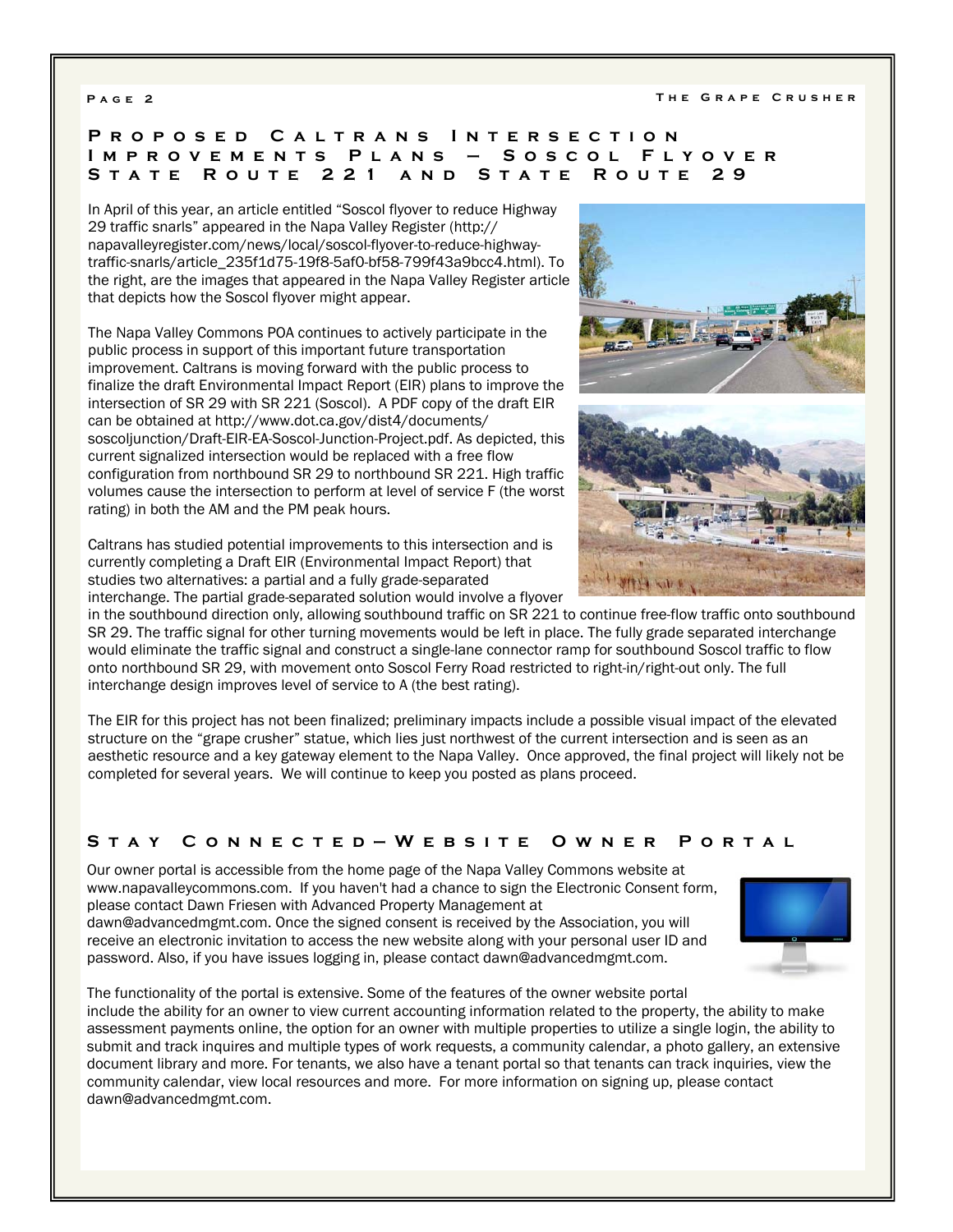## Proposed Caltrans Intersection Improvements Plans – Soscol Flyover State Route 221 and State Route 29

In April of this year, an article entitled "Soscol flyover to reduce Highway 29 traffic snarls" appeared in the Napa Valley Register (http://napavalleyregister.com/news/local/soscol-flyover-to-reduce-highway-traffic-snarls/article_235f1d75-19f8-5af0-bf58-799f43a9bcc4.html). To the right, are the images that appeared in the Napa Valley Register article that depicts how the Soscol flyover might appear.

The Napa Valley Commons POA continues to actively participate in the public process in support of this important future transportation improvement. Caltrans is moving forward with the public process to finalize the draft Environmental Impact Report (EIR) plans to improve the intersection of SR 29 with SR 221 (Soscol). A PDF copy of the draft EIR can be obtained at http://www.dot.ca.gov/dist4/documents/soscoljunction/Draft-EIR-EA-Soscol-Junction-Project.pdf. As depicted, this current signalized intersection would be replaced with a free flow configuration from northbound SR 29 to northbound SR 221. High traffic volumes cause the intersection to perform at level of service F (the worst rating) in both the AM and the PM peak hours.

Caltrans has studied potential improvements to this intersection and is currently completing a Draft EIR (Environmental Impact Report) that studies two alternatives: a partial and a fully grade-separated interchange. The partial grade-separated solution would involve a flyover in the southbound direction only, allowing southbound traffic on SR 221 to continue free-flow traffic onto southbound SR 29. The traffic signal for other turning movements would be left in place. The fully grade separated interchange would eliminate the traffic signal and construct a single-lane connector ramp for southbound Soscol traffic to flow onto northbound SR 29, with movement onto Soscol Ferry Road restricted to right-in/right-out only. The full interchange design improves level of service to A (the best rating).

The EIR for this project has not been finalized; preliminary impacts include a possible visual impact of the elevated structure on the "grape crusher" statue, which lies just northwest of the current intersection and is seen as an aesthetic resource and a key gateway element to the Napa Valley. Once approved, the final project will likely not be completed for several years. We will continue to keep you posted as plans proceed.

## Stay Connected—Website Owner Portal

Our owner portal is accessible from the home page of the Napa Valley Commons website at www.napavalleycommons.com. If you haven't had a chance to sign the Electronic Consent form, please contact Dawn Friesen with Advanced Property Management at dawn@advancedmgmt.com. Once the signed consent is received by the Association, you will receive an electronic invitation to access the new website along with your personal user ID and password. Also, if you have issues logging in, please contact dawn@advancedmgmt.com.

The functionality of the portal is extensive. Some of the features of the owner website portal include the ability for an owner to view current accounting information related to the property, the ability to make assessment payments online, the option for an owner with multiple properties to utilize a single login, the ability to submit and track inquires and multiple types of work requests, a community calendar, a photo gallery, an extensive document library and more. For tenants, we also have a tenant portal so that tenants can track inquiries, view the community calendar, view local resources and more. For more information on signing up, please contact dawn@advancedmgmt.com.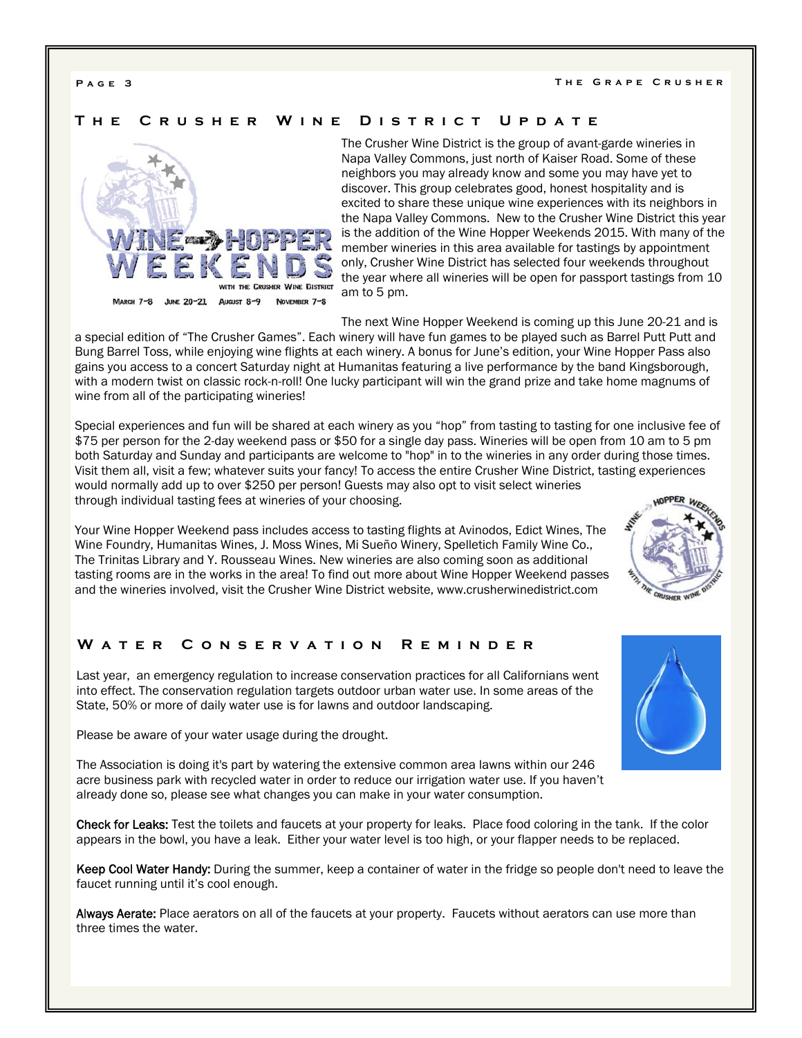## The Crusher Wine District Update

The Crusher Wine District is the group of avant-garde wineries in Napa Valley Commons, just north of Kaiser Road. Some of these neighbors you may already know and some you may have yet to discover. This group celebrates good, honest hospitality and is excited to share these unique wine experiences with its neighbors in the Napa Valley Commons. New to the Crusher Wine District this year is the addition of the Wine Hopper Weekends 2015. With many of the member wineries in this area available for tastings by appointment only, Crusher Wine District has selected four weekends throughout the year where all wineries will be open for passport tastings from 10 am to 5 pm.

The next Wine Hopper Weekend is coming up this June 20-21 and is a special edition of "The Crusher Games". Each winery will have fun games to be played such as Barrel Putt Putt and Bung Barrel Toss, while enjoying wine flights at each winery. A bonus for June's edition, your Wine Hopper Pass also gains you access to a concert Saturday night at Humanitas featuring a live performance by the band Kingsborough, with a modern twist on classic rock-n-roll! One lucky participant will win the grand prize and take home magnums of wine from all of the participating wineries!

Special experiences and fun will be shared at each winery as you "hop" from tasting to tasting for one inclusive fee of $75 per person for the 2-day weekend pass or $50 for a single day pass. Wineries will be open from 10 am to 5 pm both Saturday and Sunday and participants are welcome to "hop" in to the wineries in any order during those times. Visit them all, visit a few; whatever suits your fancy! To access the entire Crusher Wine District, tasting experiences would normally add up to over $250 per person! Guests may also opt to visit select wineries through individual tasting fees at wineries of your choosing.

Your Wine Hopper Weekend pass includes access to tasting flights at Avinodos, Edict Wines, The Wine Foundry, Humanitas Wines, J. Moss Wines, Mi Sueño Winery, Spelletich Family Wine Co., The Trinitas Library and Y. Rousseau Wines. New wineries are also coming soon as additional tasting rooms are in the works in the area! To find out more about Wine Hopper Weekend passes and the wineries involved, visit the Crusher Wine District website, www.crusherwinedistrict.com

## Water Conservation Reminder

Last year, an emergency regulation to increase conservation practices for all Californians went into effect. The conservation regulation targets outdoor urban water use. In some areas of the State, 50% or more of daily water use is for lawns and outdoor landscaping.

Please be aware of your water usage during the drought.

The Association is doing it's part by watering the extensive common area lawns within our 246 acre business park with recycled water in order to reduce our irrigation water use. If you haven't already done so, please see what changes you can make in your water consumption.

**Check for Leaks:** Test the toilets and faucets at your property for leaks. Place food coloring in the tank. If the color appears in the bowl, you have a leak. Either your water level is too high, or your flapper needs to be replaced.

**Keep Cool Water Handy:** During the summer, keep a container of water in the fridge so people don't need to leave the faucet running until it's cool enough.

**Always Aerate:** Place aerators on all of the faucets at your property. Faucets without aerators can use more than three times the water.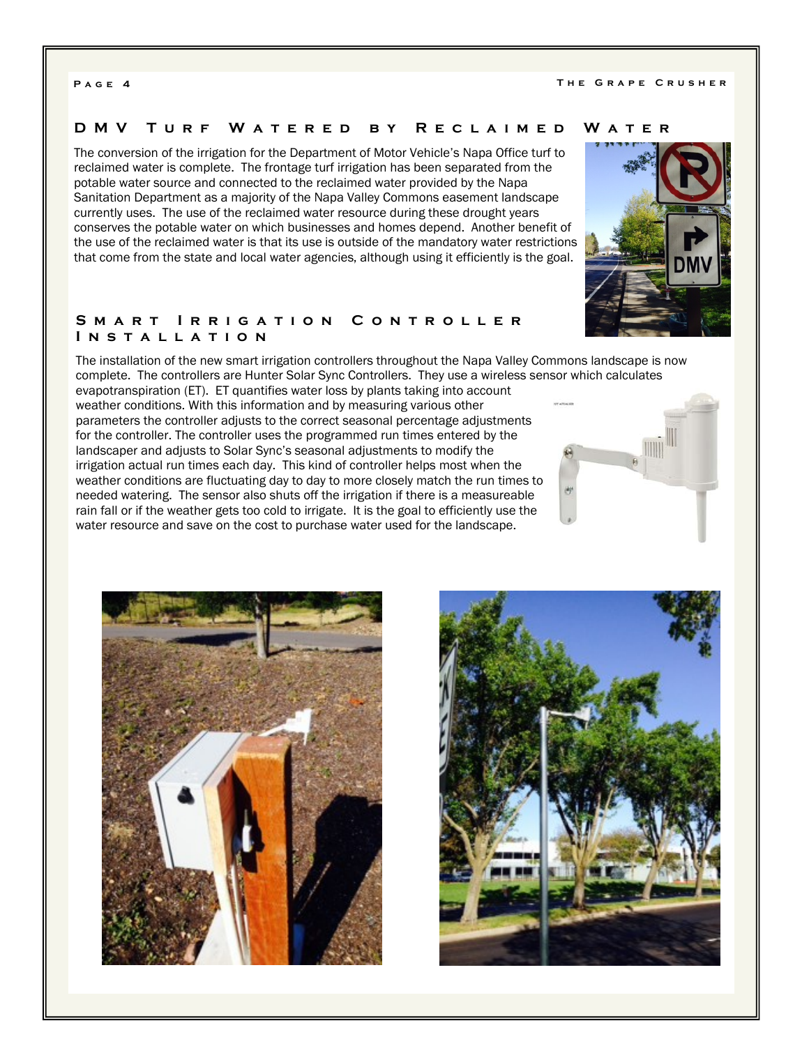## DMV Turf Watered by Reclaimed Water

The conversion of the irrigation for the Department of Motor Vehicle's Napa Office turf to reclaimed water is complete. The frontage turf irrigation has been separated from the potable water source and connected to the reclaimed water provided by the Napa Sanitation Department as a majority of the Napa Valley Commons easement landscape currently uses. The use of the reclaimed water resource during these drought years conserves the potable water on which businesses and homes depend. Another benefit of the use of the reclaimed water is that its use is outside of the mandatory water restrictions that come from the state and local water agencies, although using it efficiently is the goal.

## Smart Irrigation Controller Installation

The installation of the new smart irrigation controllers throughout the Napa Valley Commons landscape is now complete. The controllers are Hunter Solar Sync Controllers. They use a wireless sensor which calculates evapotranspiration (ET). ET quantifies water loss by plants taking into account weather conditions. With this information and by measuring various other parameters the controller adjusts to the correct seasonal percentage adjustments for the controller. The controller uses the programmed run times entered by the landscaper and adjusts to Solar Sync's seasonal adjustments to modify the irrigation actual run times each day. This kind of controller helps most when the weather conditions are fluctuating day to day to more closely match the run times to needed watering. The sensor also shuts off the irrigation if there is a measureable rain fall or if the weather gets too cold to irrigate. It is the goal to efficiently use the water resource and save on the cost to purchase water used for the landscape.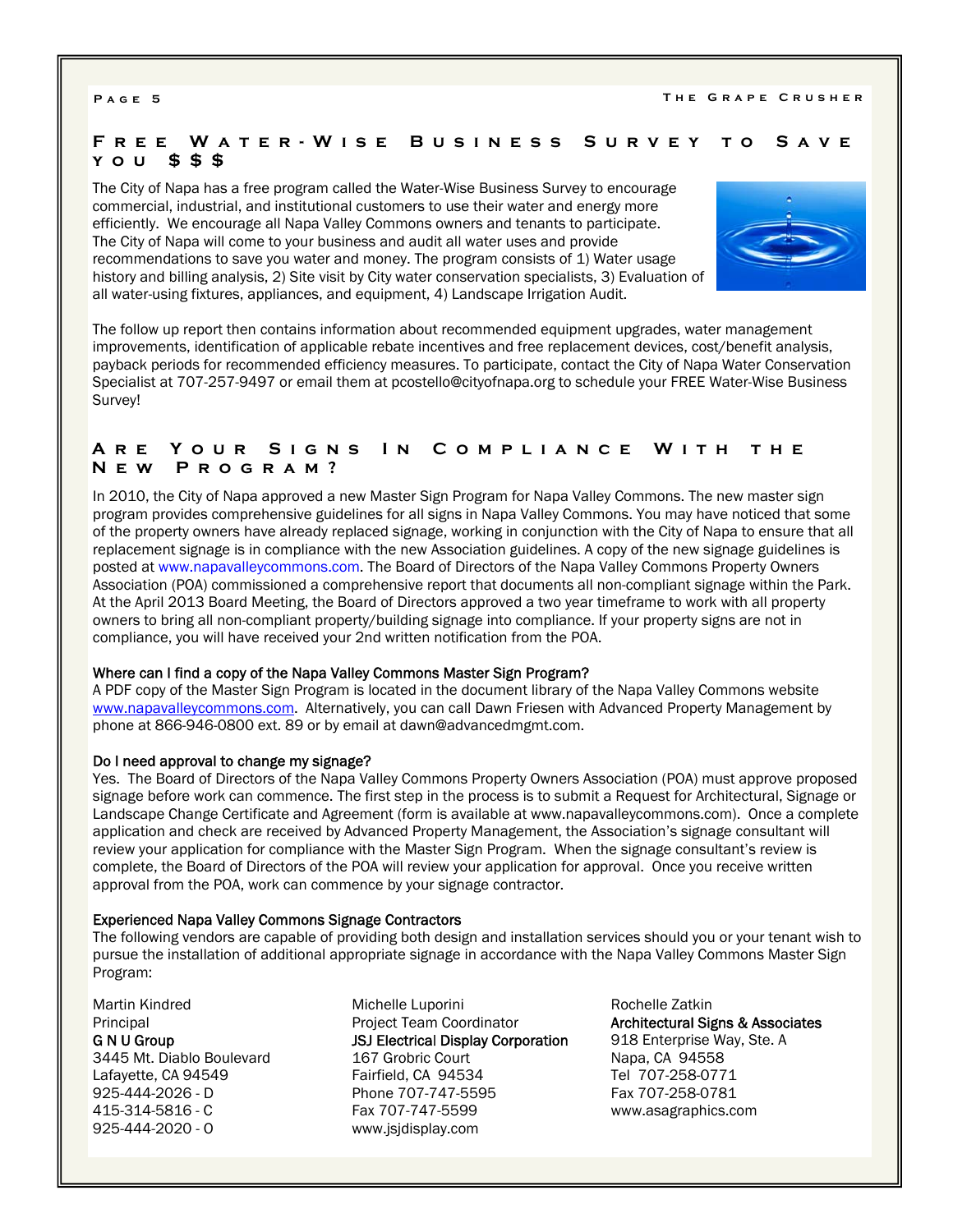## Free Water-Wise Business Survey to Save you $$$

The City of Napa has a free program called the Water-Wise Business Survey to encourage commercial, industrial, and institutional customers to use their water and energy more efficiently. We encourage all Napa Valley Commons owners and tenants to participate. The City of Napa will come to your business and audit all water uses and provide recommendations to save you water and money. The program consists of 1) Water usage history and billing analysis, 2) Site visit by City water conservation specialists, 3) Evaluation of all water-using fixtures, appliances, and equipment, 4) Landscape Irrigation Audit.

The follow up report then contains information about recommended equipment upgrades, water management improvements, identification of applicable rebate incentives and free replacement devices, cost/benefit analysis, payback periods for recommended efficiency measures. To participate, contact the City of Napa Water Conservation Specialist at 707-257-9497 or email them at pcostello@cityofnapa.org to schedule your FREE Water-Wise Business Survey!

## Are Your Signs In Compliance With the New Program?

In 2010, the City of Napa approved a new Master Sign Program for Napa Valley Commons. The new master sign program provides comprehensive guidelines for all signs in Napa Valley Commons. You may have noticed that some of the property owners have already replaced signage, working in conjunction with the City of Napa to ensure that all replacement signage is in compliance with the new Association guidelines. A copy of the new signage guidelines is posted at www.napavalleycommons.com. The Board of Directors of the Napa Valley Commons Property Owners Association (POA) commissioned a comprehensive report that documents all non-compliant signage within the Park. At the April 2013 Board Meeting, the Board of Directors approved a two year timeframe to work with all property owners to bring all non-compliant property/building signage into compliance. If your property signs are not in compliance, you will have received your 2nd written notification from the POA.

**Where can I find a copy of the Napa Valley Commons Master Sign Program?**
A PDF copy of the Master Sign Program is located in the document library of the Napa Valley Commons website www.napavalleycommons.com. Alternatively, you can call Dawn Friesen with Advanced Property Management by phone at 866-946-0800 ext. 89 or by email at dawn@advancedmgmt.com.

**Do I need approval to change my signage?**
Yes. The Board of Directors of the Napa Valley Commons Property Owners Association (POA) must approve proposed signage before work can commence. The first step in the process is to submit a Request for Architectural, Signage or Landscape Change Certificate and Agreement (form is available at www.napavalleycommons.com). Once a complete application and check are received by Advanced Property Management, the Association's signage consultant will review your application for compliance with the Master Sign Program. When the signage consultant's review is complete, the Board of Directors of the POA will review your application for approval. Once you receive written approval from the POA, work can commence by your signage contractor.

**Experienced Napa Valley Commons Signage Contractors**
The following vendors are capable of providing both design and installation services should you or your tenant wish to pursue the installation of additional appropriate signage in accordance with the Napa Valley Commons Master Sign Program:

Martin Kindred
Principal
**G N U Group**
3445 Mt. Diablo Boulevard
Lafayette, CA 94549
925-444-2026 - D
415-314-5816 - C
925-444-2020 - O

Michelle Luporini
Project Team Coordinator
**JSJ Electrical Display Corporation**
167 Grobric Court
Fairfield, CA 94534
Phone 707-747-5595
Fax 707-747-5599
www.jsjdisplay.com

Rochelle Zatkin
**Architectural Signs & Associates**
918 Enterprise Way, Ste. A
Napa, CA 94558
Tel 707-258-0771
Fax 707-258-0781
www.asagraphics.com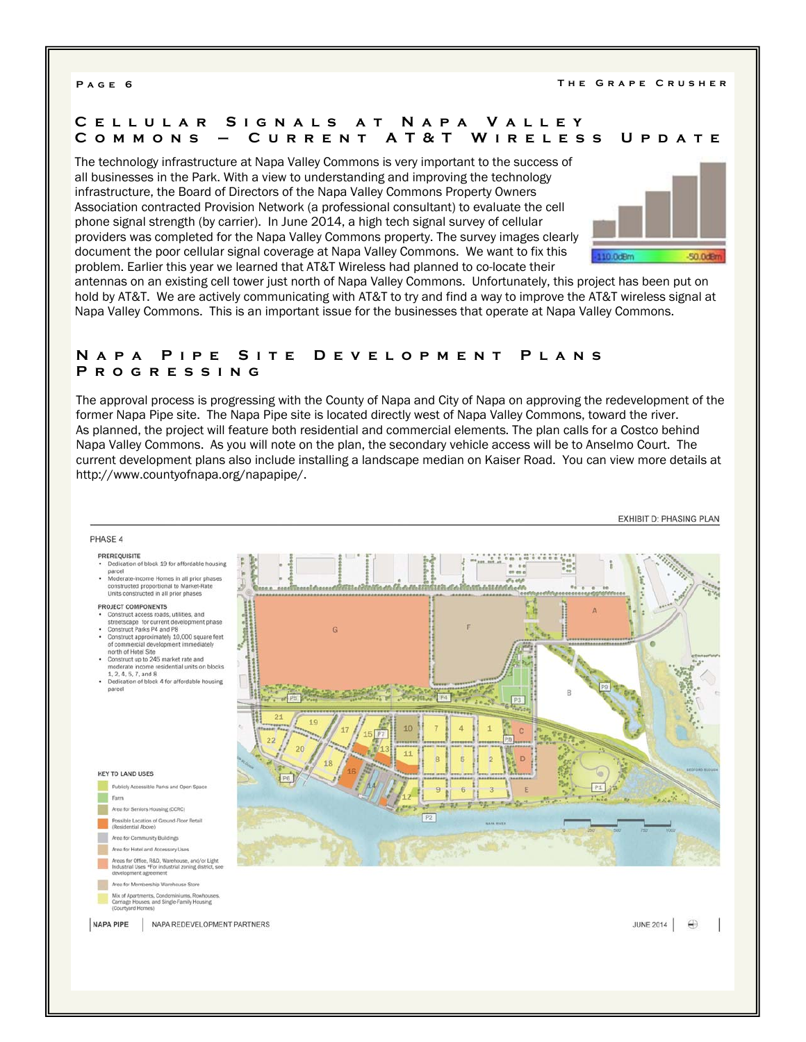## Cellular Signals at Napa Valley Commons — Current AT&T Wireless Update

The technology infrastructure at Napa Valley Commons is very important to the success of all businesses in the Park. With a view to understanding and improving the technology infrastructure, the Board of Directors of the Napa Valley Commons Property Owners Association contracted Provision Network (a professional consultant) to evaluate the cell phone signal strength (by carrier). In June 2014, a high tech signal survey of cellular providers was completed for the Napa Valley Commons property. The survey images clearly document the poor cellular signal coverage at Napa Valley Commons. We want to fix this problem. Earlier this year we learned that AT&T Wireless had planned to co-locate their antennas on an existing cell tower just north of Napa Valley Commons. Unfortunately, this project has been put on hold by AT&T. We are actively communicating with AT&T to try and find a way to improve the AT&T wireless signal at Napa Valley Commons. This is an important issue for the businesses that operate at Napa Valley Commons.

-110.0dBm -50.0dBm

## Napa Pipe Site Development Plans Progressing

The approval process is progressing with the County of Napa and City of Napa on approving the redevelopment of the former Napa Pipe site. The Napa Pipe site is located directly west of Napa Valley Commons, toward the river. As planned, the project will feature both residential and commercial elements. The plan calls for a Costco behind Napa Valley Commons. As you will note on the plan, the secondary vehicle access will be to Anselmo Court. The current development plans also include installing a landscape median on Kaiser Road. You can view more details at http://www.countyofnapa.org/napapipe/.

EXHIBIT D: PHASING PLAN

PHASE 4

PREREQUISITE
- Dedication of block 19 for affordable housing parcel
- Moderate-income Homes in all prior phases constructed proportional to Market-Rate Units constructed in all prior phases

PROJECT COMPONENTS
- Construct access roads, utilities, and streetscape for current development phase
- Construct Parks P4 and P8
- Construct approximately 10,000 square feet of commercial development immediately north of Hotel Site
- Construct up to 245 market rate and moderate income residential units on blocks 1, 2, 4, 5, 7, and 8
- Dedication of block 4 for affordable housing parcel

KEY TO LAND USES
- Publicly Accessible Parks and Open Space
- Farm
- Area for Seniors Housing (CCRC)
- Possible Location of Ground-Floor Retail (Residential Above)
- Area for Community Buildings
- Area for Hotel and Accessory Uses
- Areas for Office, R&D, Warehouse, and/or Light Industrial Uses *For industrial zoning district, see development agreement
- Area for Membership Warehouse Store
- Mix of Apartments, Condominiums, Rowhouses, Carriage Houses, and Single-Family Housing (Courtyard Homes)

NAPA PIPE | NAPA REDEVELOPMENT PARTNERS | JUNE 2014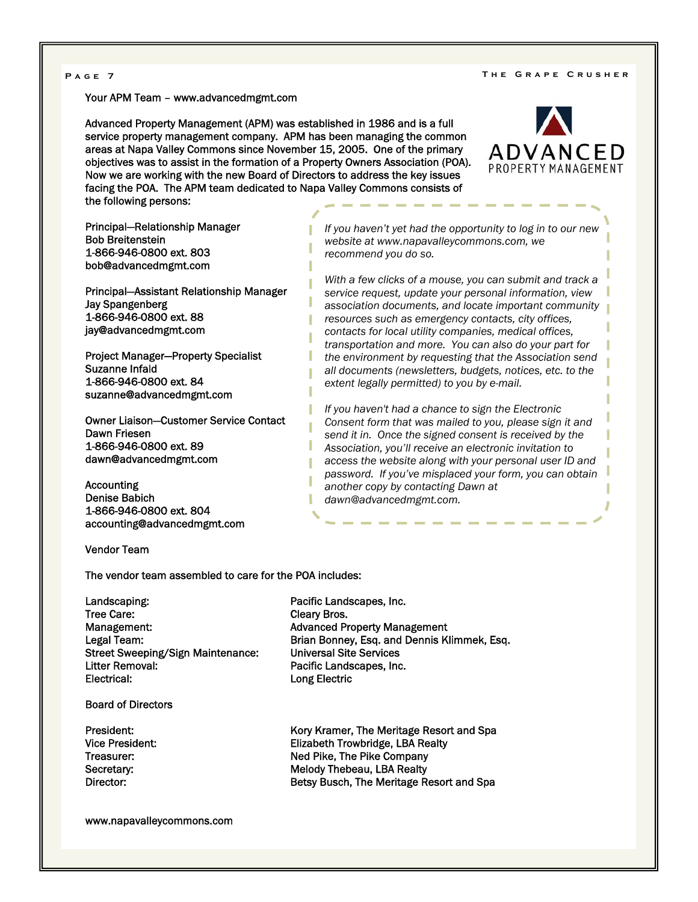Your APM Team – www.advancedmgmt.com

Advanced Property Management (APM) was established in 1986 and is a full service property management company. APM has been managing the common areas at Napa Valley Commons since November 15, 2005. One of the primary objectives was to assist in the formation of a Property Owners Association (POA). Now we are working with the new Board of Directors to address the key issues facing the POA. The APM team dedicated to Napa Valley Commons consists of the following persons:

Principal—Relationship Manager
Bob Breitenstein
1-866-946-0800 ext. 803
bob@advancedmgmt.com

Principal—Assistant Relationship Manager
Jay Spangenberg
1-866-946-0800 ext. 88
jay@advancedmgmt.com

Project Manager—Property Specialist
Suzanne Infald
1-866-946-0800 ext. 84
suzanne@advancedmgmt.com

Owner Liaison—Customer Service Contact
Dawn Friesen
1-866-946-0800 ext. 89
dawn@advancedmgmt.com

Accounting
Denise Babich
1-866-946-0800 ext. 804
accounting@advancedmgmt.com

*If you haven't yet had the opportunity to log in to our new website at www.napavalleycommons.com, we recommend you do so.*

*With a few clicks of a mouse, you can submit and track a service request, update your personal information, view association documents, and locate important community resources such as emergency contacts, city offices, contacts for local utility companies, medical offices, transportation and more. You can also do your part for the environment by requesting that the Association send all documents (newsletters, budgets, notices, etc. to the extent legally permitted) to you by e-mail.*

*If you haven't had a chance to sign the Electronic Consent form that was mailed to you, please sign it and send it in. Once the signed consent is received by the Association, you'll receive an electronic invitation to access the website along with your personal user ID and password. If you've misplaced your form, you can obtain another copy by contacting Dawn at dawn@advancedmgmt.com.*

Vendor Team

The vendor team assembled to care for the POA includes:

| | |
|---|---|
| Landscaping: | Pacific Landscapes, Inc. |
| Tree Care: | Cleary Bros. |
| Management: | Advanced Property Management |
| Legal Team: | Brian Bonney, Esq. and Dennis Klimmek, Esq. |
| Street Sweeping/Sign Maintenance: | Universal Site Services |
| Litter Removal: | Pacific Landscapes, Inc. |
| Electrical: | Long Electric |

Board of Directors

| | |
|---|---|
| President: | Kory Kramer, The Meritage Resort and Spa |
| Vice President: | Elizabeth Trowbridge, LBA Realty |
| Treasurer: | Ned Pike, The Pike Company |
| Secretary: | Melody Thebeau, LBA Realty |
| Director: | Betsy Busch, The Meritage Resort and Spa |

www.napavalleycommons.com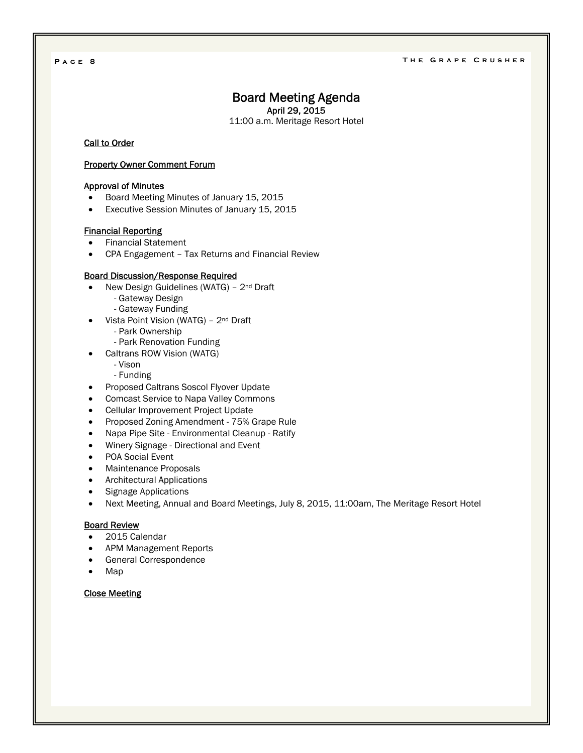# Board Meeting Agenda

**April 29, 2015**

11:00 a.m. Meritage Resort Hotel

**Call to Order**

**Property Owner Comment Forum**

**Approval of Minutes**

- Board Meeting Minutes of January 15, 2015
- Executive Session Minutes of January 15, 2015

**Financial Reporting**

- Financial Statement
- CPA Engagement – Tax Returns and Financial Review

**Board Discussion/Response Required**

- New Design Guidelines (WATG) – 2nd Draft
  - Gateway Design
  - Gateway Funding
- Vista Point Vision (WATG) – 2nd Draft
  - Park Ownership
  - Park Renovation Funding
- Caltrans ROW Vision (WATG)
  - Vison
  - Funding
- Proposed Caltrans Soscol Flyover Update
- Comcast Service to Napa Valley Commons
- Cellular Improvement Project Update
- Proposed Zoning Amendment - 75% Grape Rule
- Napa Pipe Site - Environmental Cleanup - Ratify
- Winery Signage - Directional and Event
- POA Social Event
- Maintenance Proposals
- Architectural Applications
- Signage Applications
- Next Meeting, Annual and Board Meetings, July 8, 2015, 11:00am, The Meritage Resort Hotel

**Board Review**

- 2015 Calendar
- APM Management Reports
- General Correspondence
- Map

**Close Meeting**